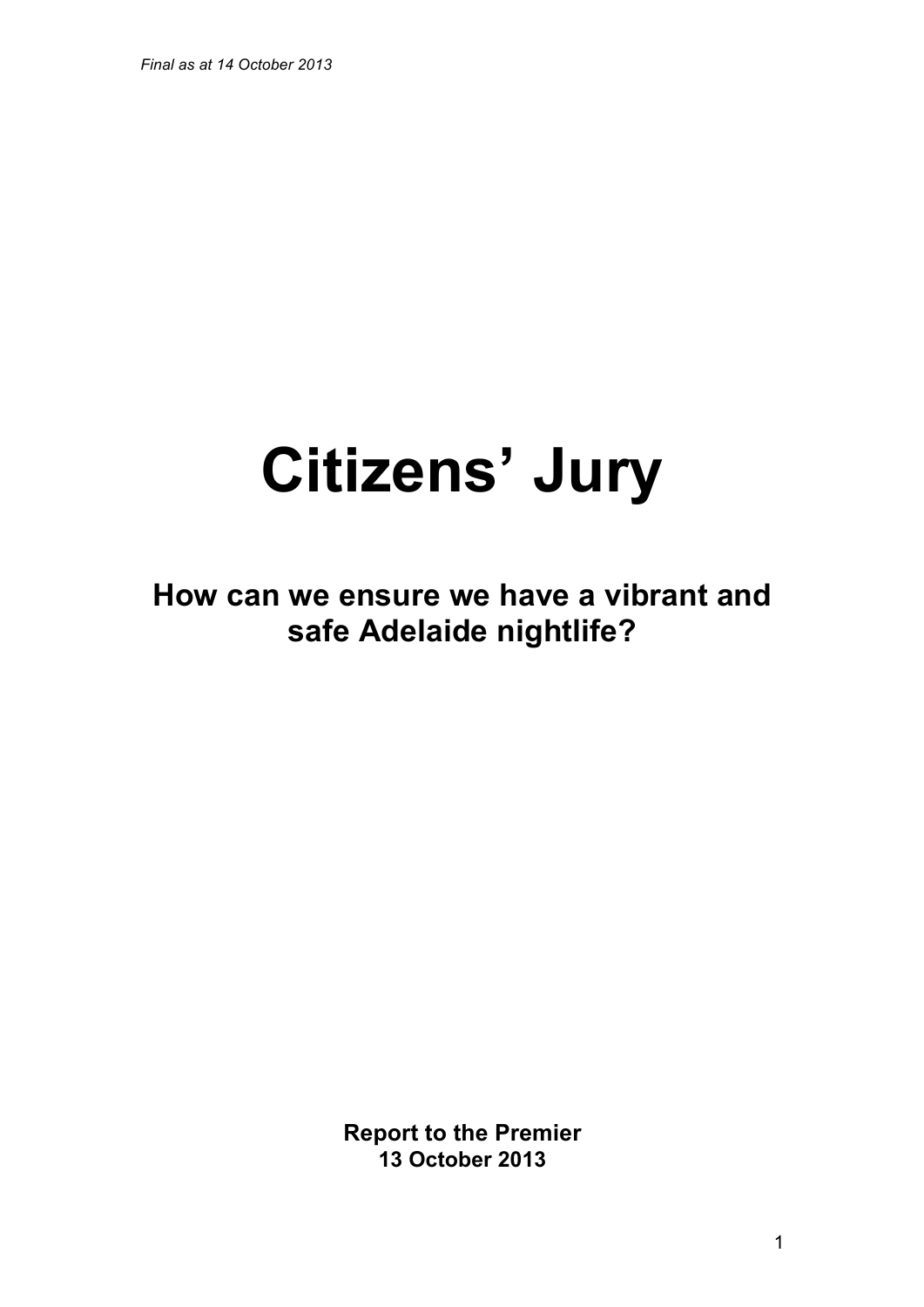*Final as at 14 October 2013*

# Citizens' Jury

## How can we ensure we have a vibrant and safe Adelaide nightlife?

**Report to the Premier**
**13 October 2013**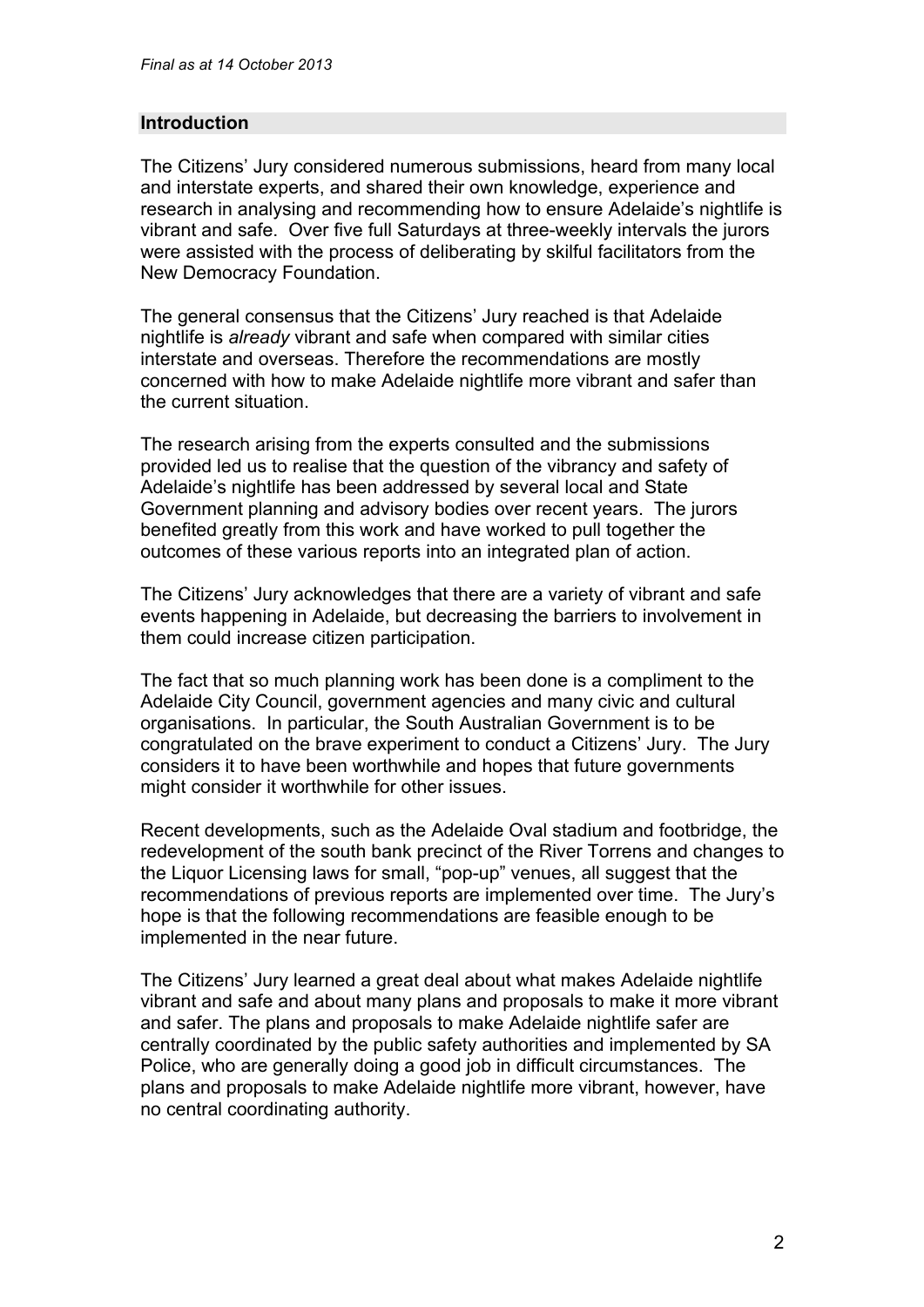## Introduction

The Citizens' Jury considered numerous submissions, heard from many local and interstate experts, and shared their own knowledge, experience and research in analysing and recommending how to ensure Adelaide's nightlife is vibrant and safe. Over five full Saturdays at three-weekly intervals the jurors were assisted with the process of deliberating by skilful facilitators from the New Democracy Foundation.

The general consensus that the Citizens' Jury reached is that Adelaide nightlife is *already* vibrant and safe when compared with similar cities interstate and overseas. Therefore the recommendations are mostly concerned with how to make Adelaide nightlife more vibrant and safer than the current situation.

The research arising from the experts consulted and the submissions provided led us to realise that the question of the vibrancy and safety of Adelaide's nightlife has been addressed by several local and State Government planning and advisory bodies over recent years. The jurors benefited greatly from this work and have worked to pull together the outcomes of these various reports into an integrated plan of action.

The Citizens' Jury acknowledges that there are a variety of vibrant and safe events happening in Adelaide, but decreasing the barriers to involvement in them could increase citizen participation.

The fact that so much planning work has been done is a compliment to the Adelaide City Council, government agencies and many civic and cultural organisations. In particular, the South Australian Government is to be congratulated on the brave experiment to conduct a Citizens' Jury. The Jury considers it to have been worthwhile and hopes that future governments might consider it worthwhile for other issues.

Recent developments, such as the Adelaide Oval stadium and footbridge, the redevelopment of the south bank precinct of the River Torrens and changes to the Liquor Licensing laws for small, "pop-up" venues, all suggest that the recommendations of previous reports are implemented over time. The Jury's hope is that the following recommendations are feasible enough to be implemented in the near future.

The Citizens' Jury learned a great deal about what makes Adelaide nightlife vibrant and safe and about many plans and proposals to make it more vibrant and safer. The plans and proposals to make Adelaide nightlife safer are centrally coordinated by the public safety authorities and implemented by SA Police, who are generally doing a good job in difficult circumstances. The plans and proposals to make Adelaide nightlife more vibrant, however, have no central coordinating authority.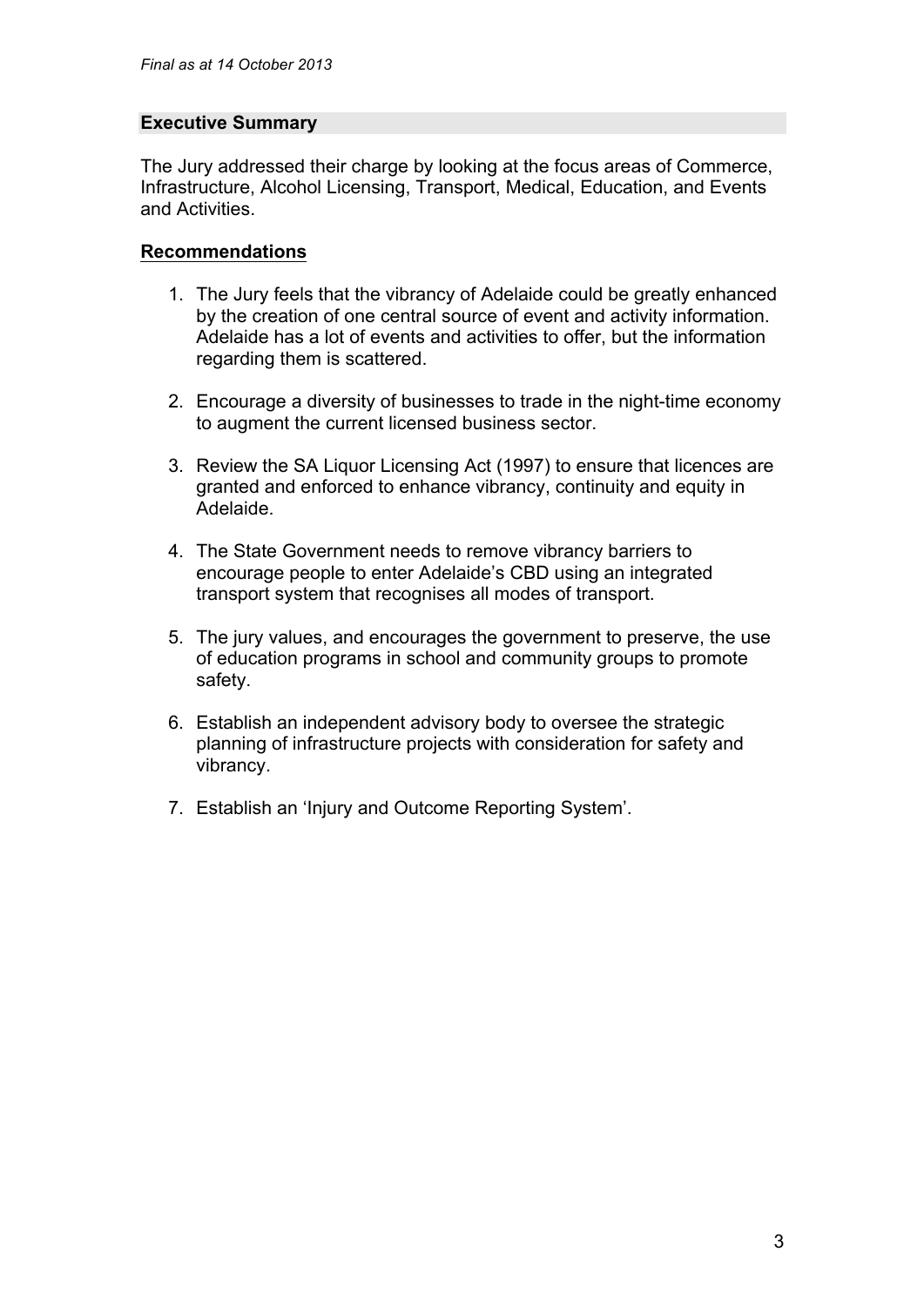*Final as at 14 October 2013*

## Executive Summary

The Jury addressed their charge by looking at the focus areas of Commerce, Infrastructure, Alcohol Licensing, Transport, Medical, Education, and Events and Activities.

### Recommendations

1. The Jury feels that the vibrancy of Adelaide could be greatly enhanced by the creation of one central source of event and activity information. Adelaide has a lot of events and activities to offer, but the information regarding them is scattered.

2. Encourage a diversity of businesses to trade in the night-time economy to augment the current licensed business sector.

3. Review the SA Liquor Licensing Act (1997) to ensure that licences are granted and enforced to enhance vibrancy, continuity and equity in Adelaide.

4. The State Government needs to remove vibrancy barriers to encourage people to enter Adelaide's CBD using an integrated transport system that recognises all modes of transport.

5. The jury values, and encourages the government to preserve, the use of education programs in school and community groups to promote safety.

6. Establish an independent advisory body to oversee the strategic planning of infrastructure projects with consideration for safety and vibrancy.

7. Establish an 'Injury and Outcome Reporting System'.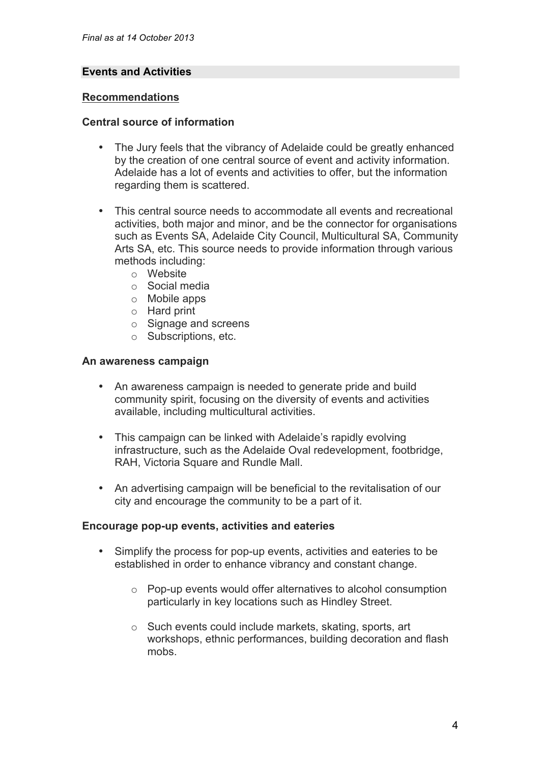## Events and Activities

### Recommendations

#### Central source of information

- The Jury feels that the vibrancy of Adelaide could be greatly enhanced by the creation of one central source of event and activity information. Adelaide has a lot of events and activities to offer, but the information regarding them is scattered.

- This central source needs to accommodate all events and recreational activities, both major and minor, and be the connector for organisations such as Events SA, Adelaide City Council, Multicultural SA, Community Arts SA, etc. This source needs to provide information through various methods including:
  - Website
  - Social media
  - Mobile apps
  - Hard print
  - Signage and screens
  - Subscriptions, etc.

#### An awareness campaign

- An awareness campaign is needed to generate pride and build community spirit, focusing on the diversity of events and activities available, including multicultural activities.

- This campaign can be linked with Adelaide's rapidly evolving infrastructure, such as the Adelaide Oval redevelopment, footbridge, RAH, Victoria Square and Rundle Mall.

- An advertising campaign will be beneficial to the revitalisation of our city and encourage the community to be a part of it.

#### Encourage pop-up events, activities and eateries

- Simplify the process for pop-up events, activities and eateries to be established in order to enhance vibrancy and constant change.

  - Pop-up events would offer alternatives to alcohol consumption particularly in key locations such as Hindley Street.

  - Such events could include markets, skating, sports, art workshops, ethnic performances, building decoration and flash mobs.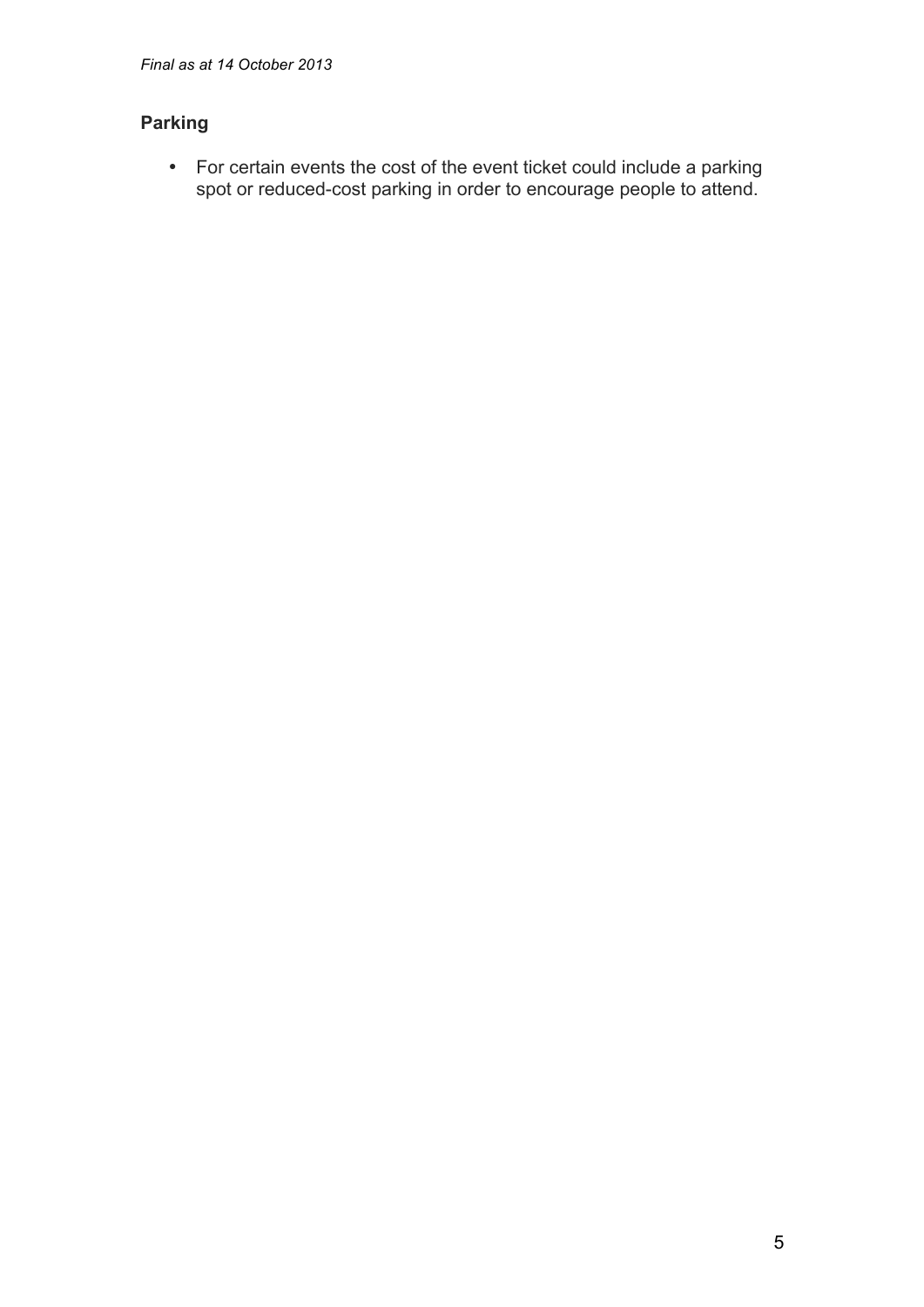## Parking

- For certain events the cost of the event ticket could include a parking spot or reduced-cost parking in order to encourage people to attend.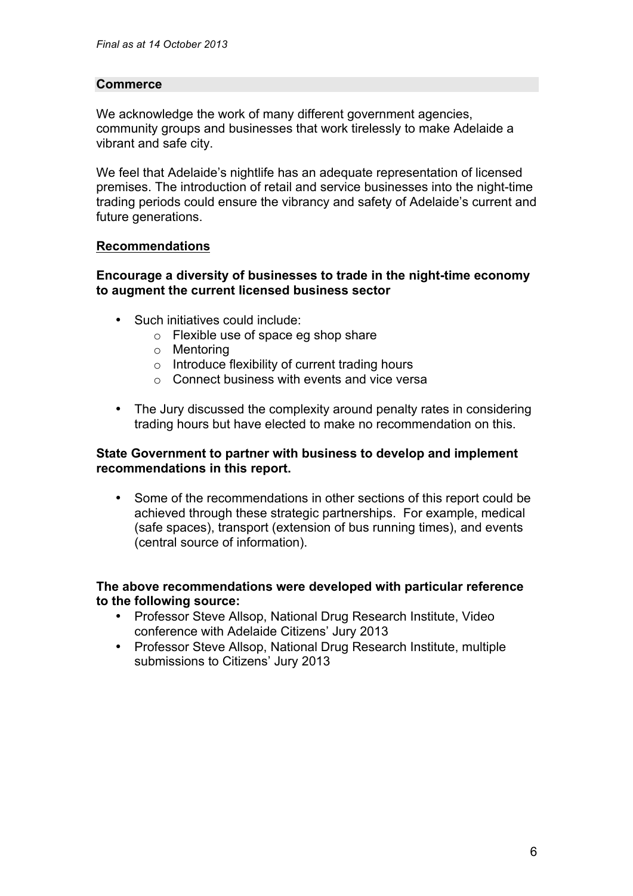## Commerce

We acknowledge the work of many different government agencies, community groups and businesses that work tirelessly to make Adelaide a vibrant and safe city.

We feel that Adelaide's nightlife has an adequate representation of licensed premises. The introduction of retail and service businesses into the night-time trading periods could ensure the vibrancy and safety of Adelaide's current and future generations.

### Recommendations

**Encourage a diversity of businesses to trade in the night-time economy to augment the current licensed business sector**

- Such initiatives could include:
  - Flexible use of space eg shop share
  - Mentoring
  - Introduce flexibility of current trading hours
  - Connect business with events and vice versa
- The Jury discussed the complexity around penalty rates in considering trading hours but have elected to make no recommendation on this.

**State Government to partner with business to develop and implement recommendations in this report.**

- Some of the recommendations in other sections of this report could be achieved through these strategic partnerships. For example, medical (safe spaces), transport (extension of bus running times), and events (central source of information).

**The above recommendations were developed with particular reference to the following source:**

- Professor Steve Allsop, National Drug Research Institute, Video conference with Adelaide Citizens' Jury 2013
- Professor Steve Allsop, National Drug Research Institute, multiple submissions to Citizens' Jury 2013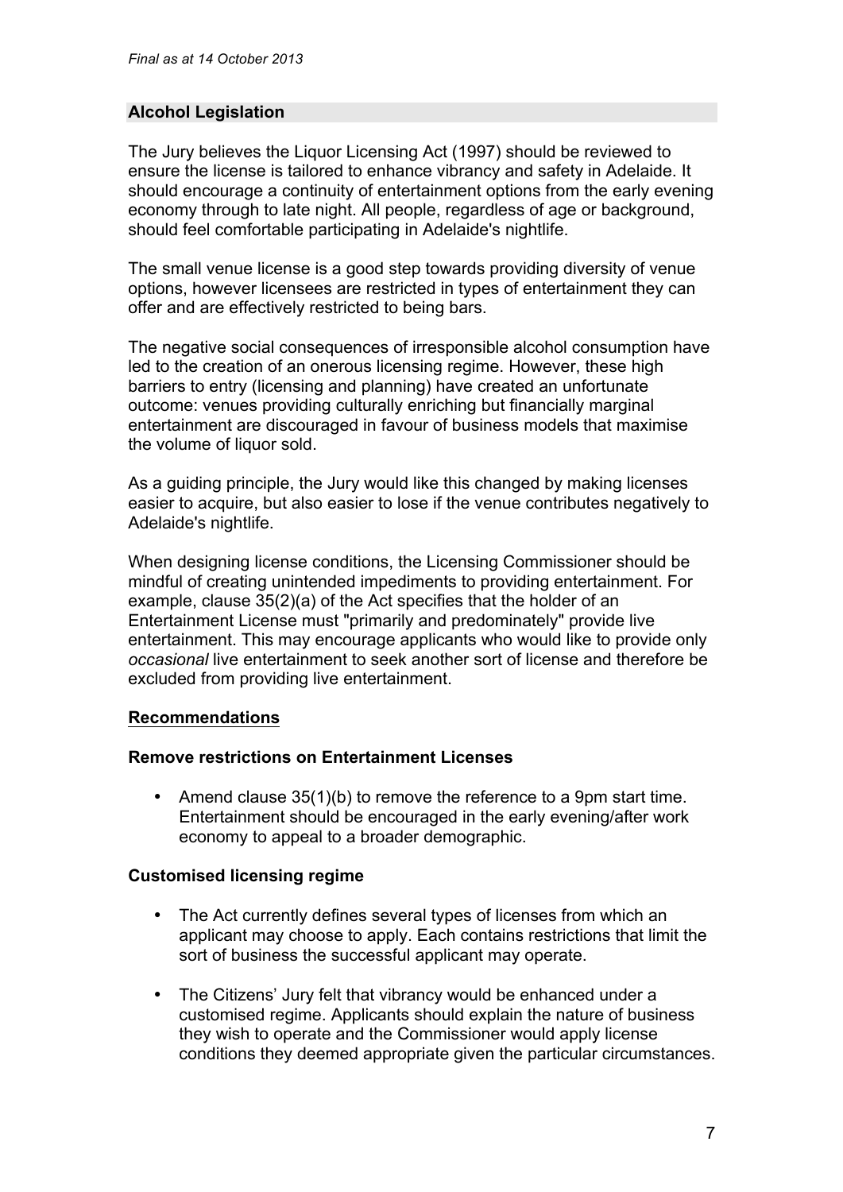## Alcohol Legislation

The Jury believes the Liquor Licensing Act (1997) should be reviewed to ensure the license is tailored to enhance vibrancy and safety in Adelaide. It should encourage a continuity of entertainment options from the early evening economy through to late night. All people, regardless of age or background, should feel comfortable participating in Adelaide's nightlife.

The small venue license is a good step towards providing diversity of venue options, however licensees are restricted in types of entertainment they can offer and are effectively restricted to being bars.

The negative social consequences of irresponsible alcohol consumption have led to the creation of an onerous licensing regime. However, these high barriers to entry (licensing and planning) have created an unfortunate outcome: venues providing culturally enriching but financially marginal entertainment are discouraged in favour of business models that maximise the volume of liquor sold.

As a guiding principle, the Jury would like this changed by making licenses easier to acquire, but also easier to lose if the venue contributes negatively to Adelaide's nightlife.

When designing license conditions, the Licensing Commissioner should be mindful of creating unintended impediments to providing entertainment. For example, clause 35(2)(a) of the Act specifies that the holder of an Entertainment License must "primarily and predominately" provide live entertainment. This may encourage applicants who would like to provide only *occasional* live entertainment to seek another sort of license and therefore be excluded from providing live entertainment.

### Recommendations

#### Remove restrictions on Entertainment Licenses

- Amend clause 35(1)(b) to remove the reference to a 9pm start time. Entertainment should be encouraged in the early evening/after work economy to appeal to a broader demographic.

#### Customised licensing regime

- The Act currently defines several types of licenses from which an applicant may choose to apply. Each contains restrictions that limit the sort of business the successful applicant may operate.
- The Citizens' Jury felt that vibrancy would be enhanced under a customised regime. Applicants should explain the nature of business they wish to operate and the Commissioner would apply license conditions they deemed appropriate given the particular circumstances.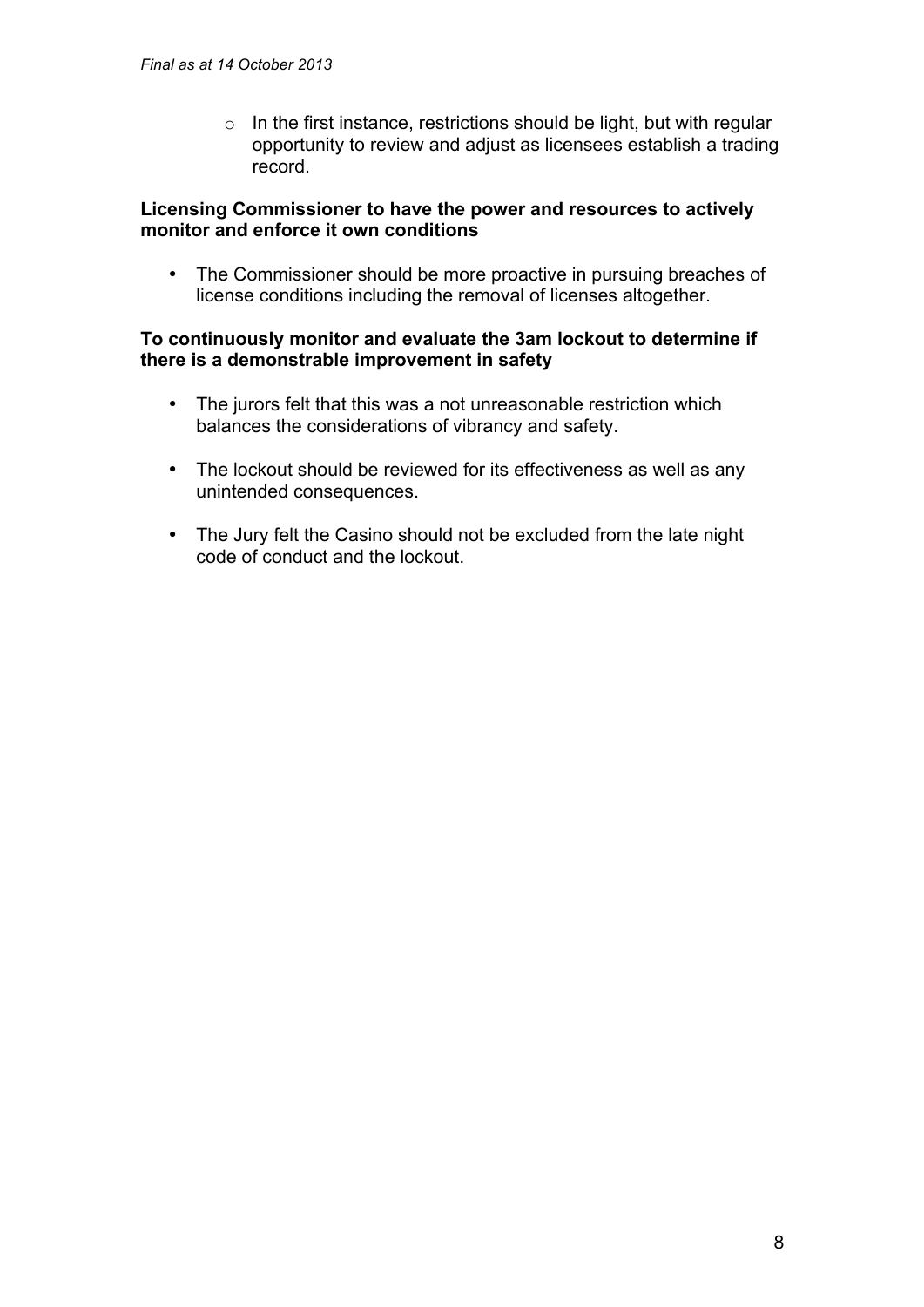- In the first instance, restrictions should be light, but with regular opportunity to review and adjust as licensees establish a trading record.

**Licensing Commissioner to have the power and resources to actively monitor and enforce it own conditions**

- The Commissioner should be more proactive in pursuing breaches of license conditions including the removal of licenses altogether.

**To continuously monitor and evaluate the 3am lockout to determine if there is a demonstrable improvement in safety**

- The jurors felt that this was a not unreasonable restriction which balances the considerations of vibrancy and safety.
- The lockout should be reviewed for its effectiveness as well as any unintended consequences.
- The Jury felt the Casino should not be excluded from the late night code of conduct and the lockout.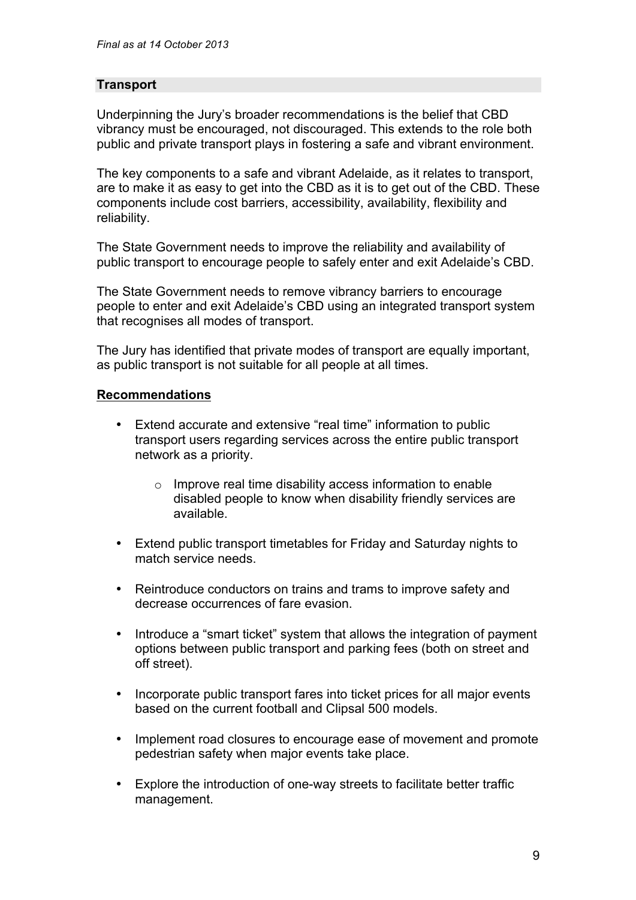## Transport

Underpinning the Jury's broader recommendations is the belief that CBD vibrancy must be encouraged, not discouraged. This extends to the role both public and private transport plays in fostering a safe and vibrant environment.

The key components to a safe and vibrant Adelaide, as it relates to transport, are to make it as easy to get into the CBD as it is to get out of the CBD. These components include cost barriers, accessibility, availability, flexibility and reliability.

The State Government needs to improve the reliability and availability of public transport to encourage people to safely enter and exit Adelaide's CBD.

The State Government needs to remove vibrancy barriers to encourage people to enter and exit Adelaide's CBD using an integrated transport system that recognises all modes of transport.

The Jury has identified that private modes of transport are equally important, as public transport is not suitable for all people at all times.

### Recommendations

- Extend accurate and extensive "real time" information to public transport users regarding services across the entire public transport network as a priority.
    - Improve real time disability access information to enable disabled people to know when disability friendly services are available.
- Extend public transport timetables for Friday and Saturday nights to match service needs.
- Reintroduce conductors on trains and trams to improve safety and decrease occurrences of fare evasion.
- Introduce a "smart ticket" system that allows the integration of payment options between public transport and parking fees (both on street and off street).
- Incorporate public transport fares into ticket prices for all major events based on the current football and Clipsal 500 models.
- Implement road closures to encourage ease of movement and promote pedestrian safety when major events take place.
- Explore the introduction of one-way streets to facilitate better traffic management.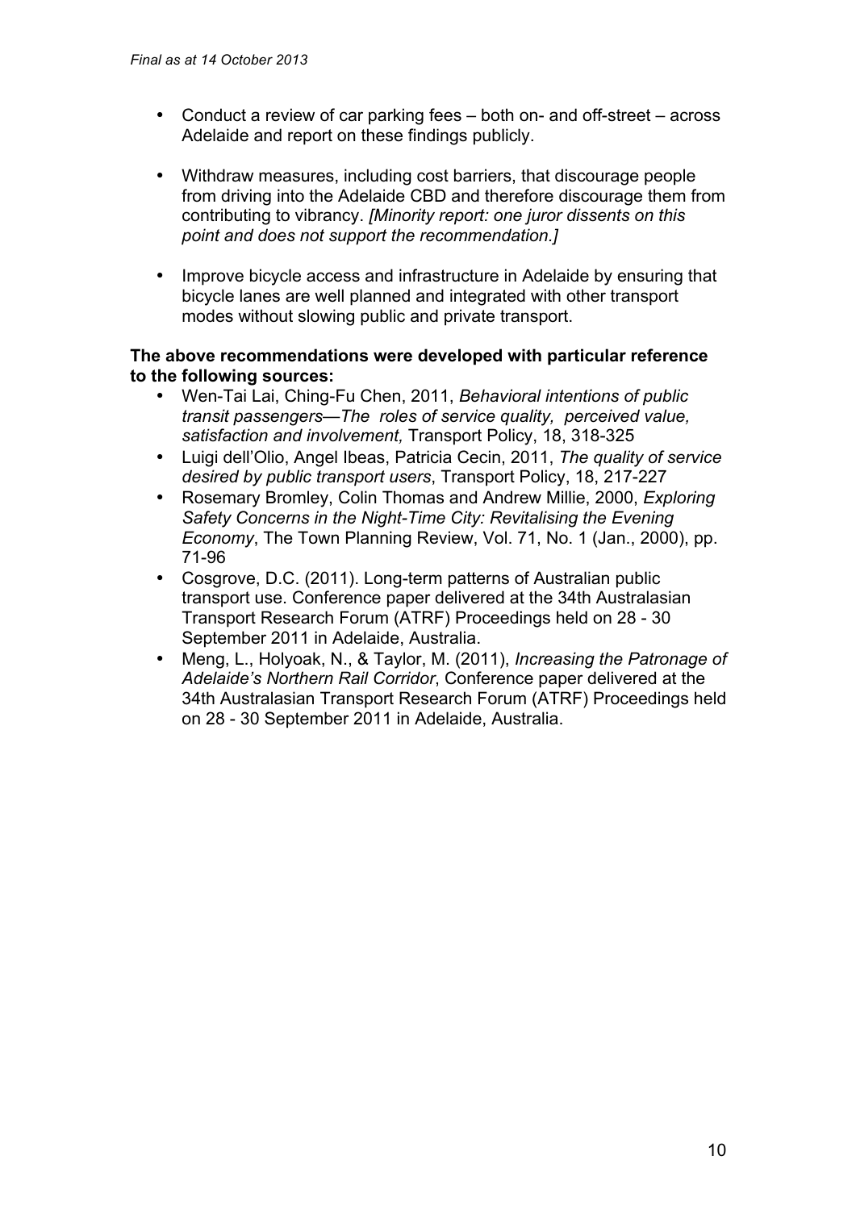- Conduct a review of car parking fees – both on- and off-street – across Adelaide and report on these findings publicly.
- Withdraw measures, including cost barriers, that discourage people from driving into the Adelaide CBD and therefore discourage them from contributing to vibrancy. *[Minority report: one juror dissents on this point and does not support the recommendation.]*
- Improve bicycle access and infrastructure in Adelaide by ensuring that bicycle lanes are well planned and integrated with other transport modes without slowing public and private transport.

**The above recommendations were developed with particular reference to the following sources:**

- Wen-Tai Lai, Ching-Fu Chen, 2011, *Behavioral intentions of public transit passengers—The roles of service quality, perceived value, satisfaction and involvement,* Transport Policy, 18, 318-325
- Luigi dell'Olio, Angel Ibeas, Patricia Cecin, 2011, *The quality of service desired by public transport users*, Transport Policy, 18, 217-227
- Rosemary Bromley, Colin Thomas and Andrew Millie, 2000, *Exploring Safety Concerns in the Night-Time City: Revitalising the Evening Economy*, The Town Planning Review, Vol. 71, No. 1 (Jan., 2000), pp. 71-96
- Cosgrove, D.C. (2011). Long-term patterns of Australian public transport use. Conference paper delivered at the 34th Australasian Transport Research Forum (ATRF) Proceedings held on 28 - 30 September 2011 in Adelaide, Australia.
- Meng, L., Holyoak, N., & Taylor, M. (2011), *Increasing the Patronage of Adelaide's Northern Rail Corridor*, Conference paper delivered at the 34th Australasian Transport Research Forum (ATRF) Proceedings held on 28 - 30 September 2011 in Adelaide, Australia.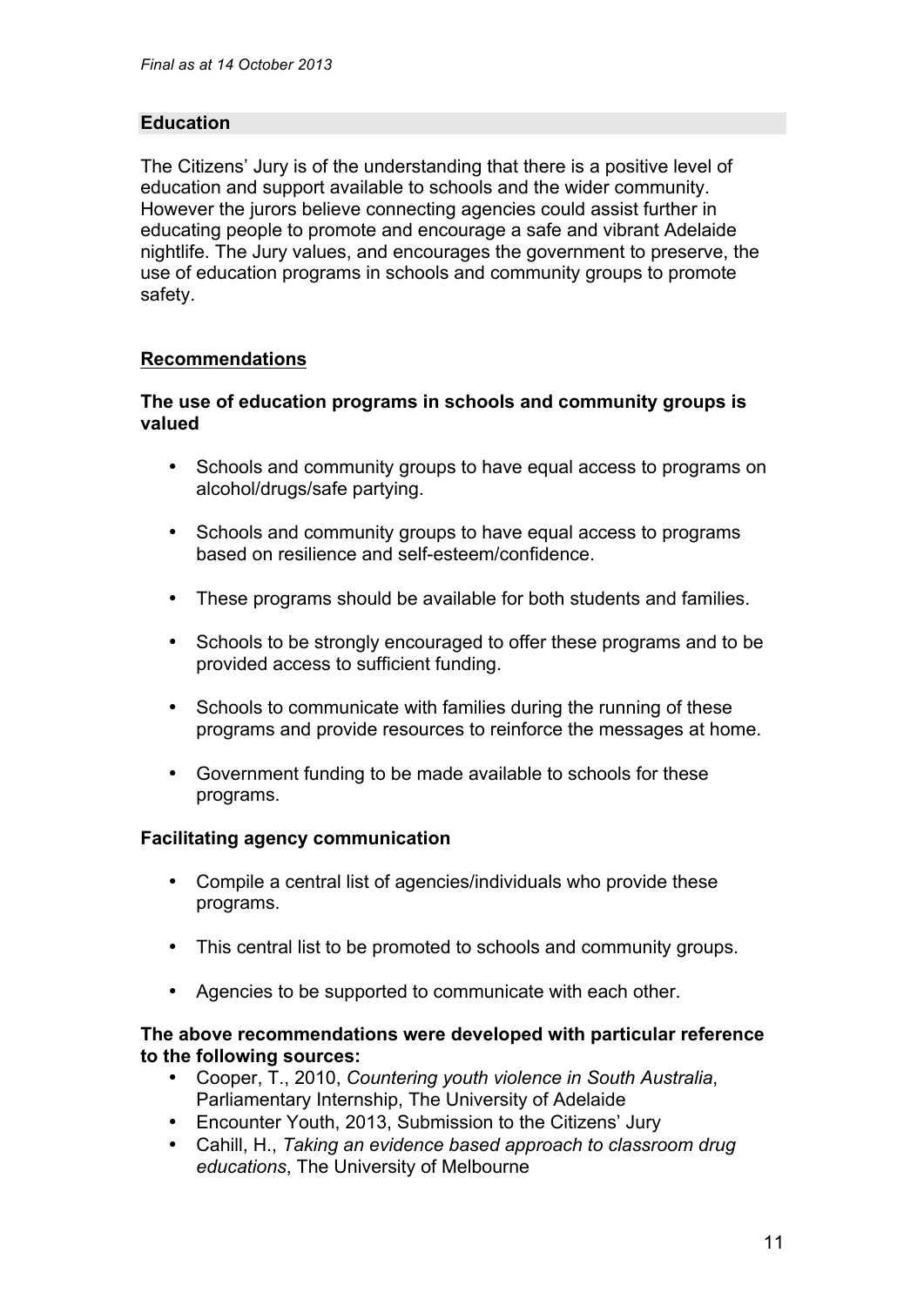## Education

The Citizens' Jury is of the understanding that there is a positive level of education and support available to schools and the wider community. However the jurors believe connecting agencies could assist further in educating people to promote and encourage a safe and vibrant Adelaide nightlife. The Jury values, and encourages the government to preserve, the use of education programs in schools and community groups to promote safety.

### Recommendations

**The use of education programs in schools and community groups is valued**

- Schools and community groups to have equal access to programs on alcohol/drugs/safe partying.
- Schools and community groups to have equal access to programs based on resilience and self-esteem/confidence.
- These programs should be available for both students and families.
- Schools to be strongly encouraged to offer these programs and to be provided access to sufficient funding.
- Schools to communicate with families during the running of these programs and provide resources to reinforce the messages at home.
- Government funding to be made available to schools for these programs.

**Facilitating agency communication**

- Compile a central list of agencies/individuals who provide these programs.
- This central list to be promoted to schools and community groups.
- Agencies to be supported to communicate with each other.

**The above recommendations were developed with particular reference to the following sources:**

- Cooper, T., 2010, *Countering youth violence in South Australia*, Parliamentary Internship, The University of Adelaide
- Encounter Youth, 2013, Submission to the Citizens' Jury
- Cahill, H., *Taking an evidence based approach to classroom drug educations*, The University of Melbourne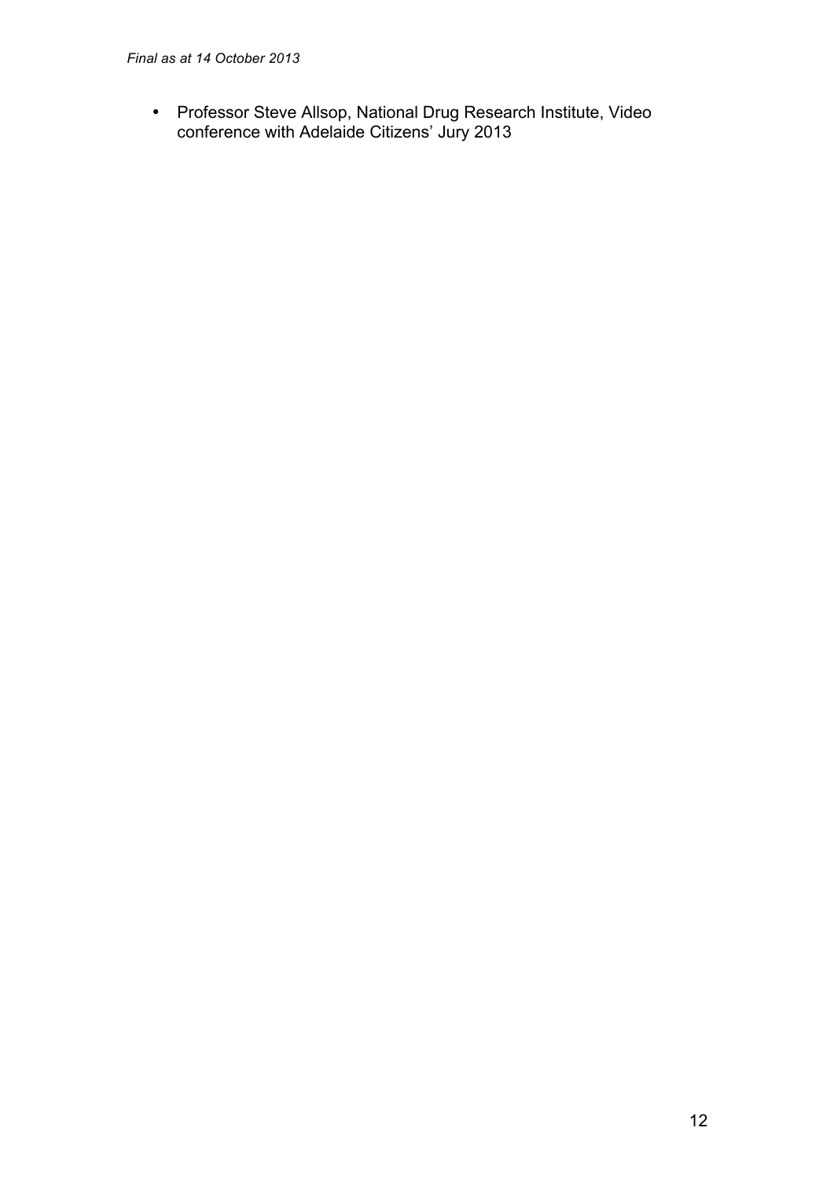- Professor Steve Allsop, National Drug Research Institute, Video conference with Adelaide Citizens' Jury 2013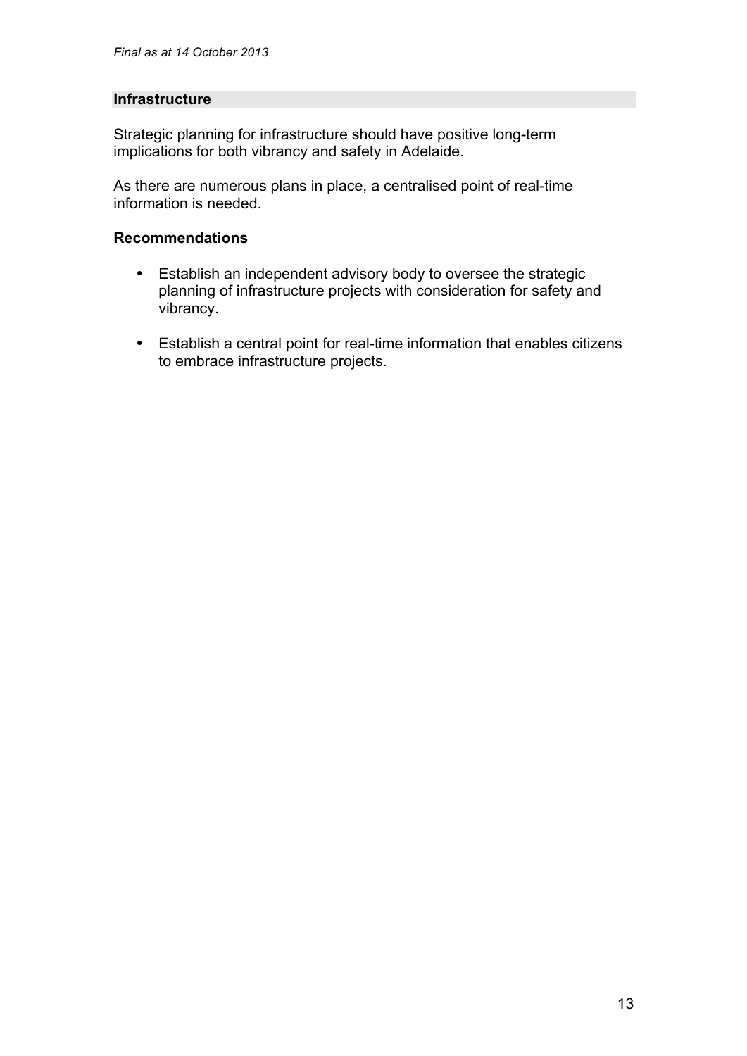## Infrastructure

Strategic planning for infrastructure should have positive long-term implications for both vibrancy and safety in Adelaide.

As there are numerous plans in place, a centralised point of real-time information is needed.

### Recommendations

- Establish an independent advisory body to oversee the strategic planning of infrastructure projects with consideration for safety and vibrancy.
- Establish a central point for real-time information that enables citizens to embrace infrastructure projects.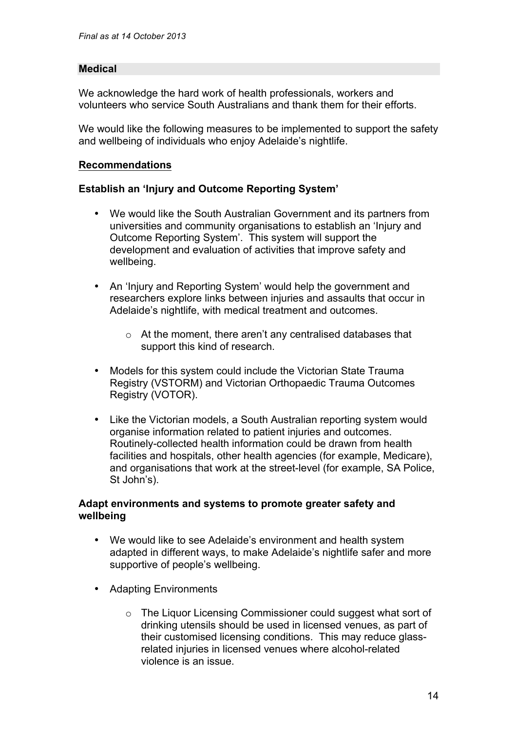## Medical

We acknowledge the hard work of health professionals, workers and volunteers who service South Australians and thank them for their efforts.

We would like the following measures to be implemented to support the safety and wellbeing of individuals who enjoy Adelaide's nightlife.

### Recommendations

#### Establish an 'Injury and Outcome Reporting System'

- We would like the South Australian Government and its partners from universities and community organisations to establish an 'Injury and Outcome Reporting System'. This system will support the development and evaluation of activities that improve safety and wellbeing.

- An 'Injury and Reporting System' would help the government and researchers explore links between injuries and assaults that occur in Adelaide's nightlife, with medical treatment and outcomes.

  - At the moment, there aren't any centralised databases that support this kind of research.

- Models for this system could include the Victorian State Trauma Registry (VSTORM) and Victorian Orthopaedic Trauma Outcomes Registry (VOTOR).

- Like the Victorian models, a South Australian reporting system would organise information related to patient injuries and outcomes. Routinely-collected health information could be drawn from health facilities and hospitals, other health agencies (for example, Medicare), and organisations that work at the street-level (for example, SA Police, St John's).

#### Adapt environments and systems to promote greater safety and wellbeing

- We would like to see Adelaide's environment and health system adapted in different ways, to make Adelaide's nightlife safer and more supportive of people's wellbeing.

- Adapting Environments

  - The Liquor Licensing Commissioner could suggest what sort of drinking utensils should be used in licensed venues, as part of their customised licensing conditions. This may reduce glass-related injuries in licensed venues where alcohol-related violence is an issue.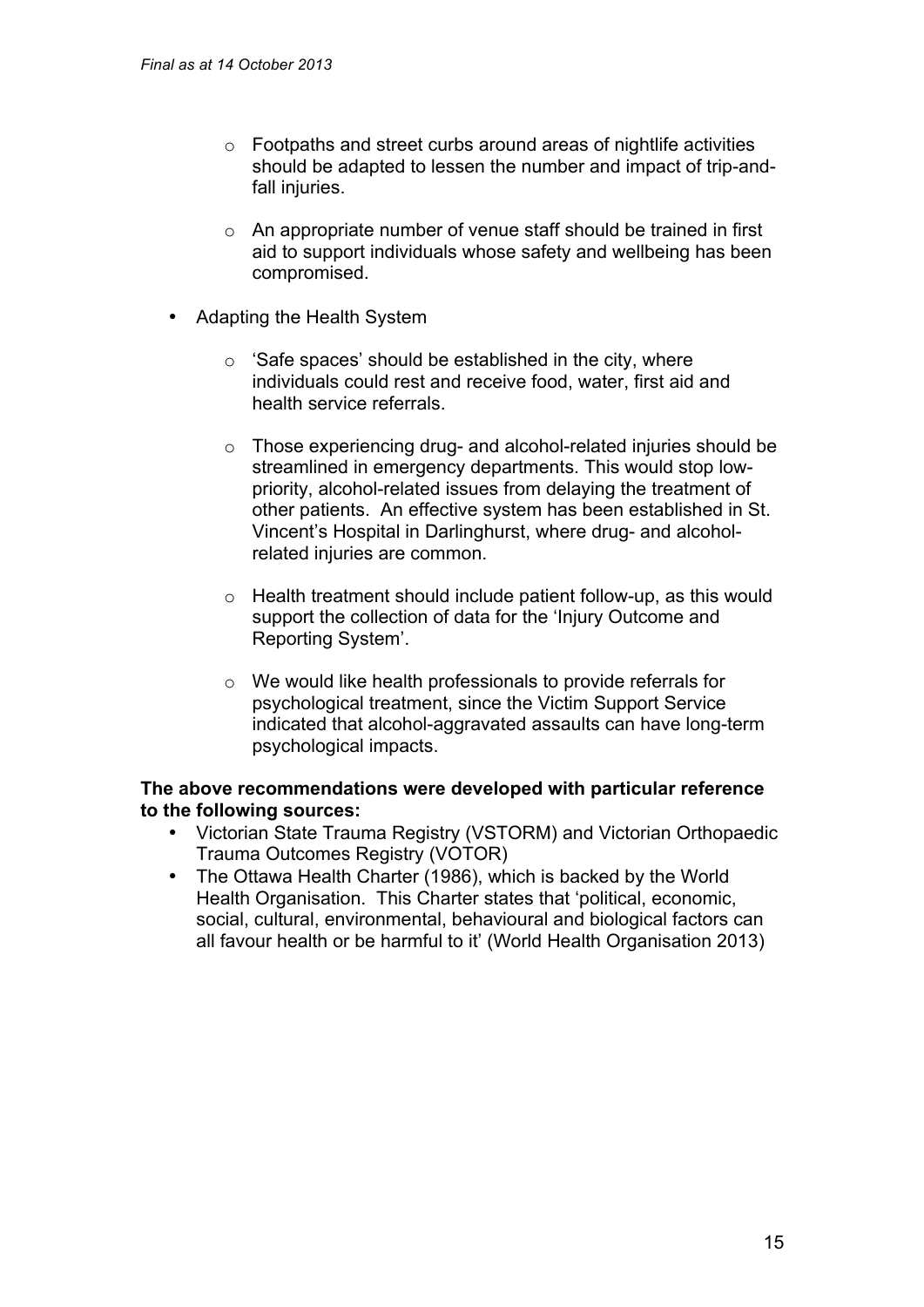- Footpaths and street curbs around areas of nightlife activities should be adapted to lessen the number and impact of trip-and-fall injuries.

- An appropriate number of venue staff should be trained in first aid to support individuals whose safety and wellbeing has been compromised.

- Adapting the Health System

    - 'Safe spaces' should be established in the city, where individuals could rest and receive food, water, first aid and health service referrals.

    - Those experiencing drug- and alcohol-related injuries should be streamlined in emergency departments. This would stop low-priority, alcohol-related issues from delaying the treatment of other patients. An effective system has been established in St. Vincent's Hospital in Darlinghurst, where drug- and alcohol-related injuries are common.

    - Health treatment should include patient follow-up, as this would support the collection of data for the 'Injury Outcome and Reporting System'.

    - We would like health professionals to provide referrals for psychological treatment, since the Victim Support Service indicated that alcohol-aggravated assaults can have long-term psychological impacts.

**The above recommendations were developed with particular reference to the following sources:**

- Victorian State Trauma Registry (VSTORM) and Victorian Orthopaedic Trauma Outcomes Registry (VOTOR)
- The Ottawa Health Charter (1986), which is backed by the World Health Organisation. This Charter states that 'political, economic, social, cultural, environmental, behavioural and biological factors can all favour health or be harmful to it' (World Health Organisation 2013)